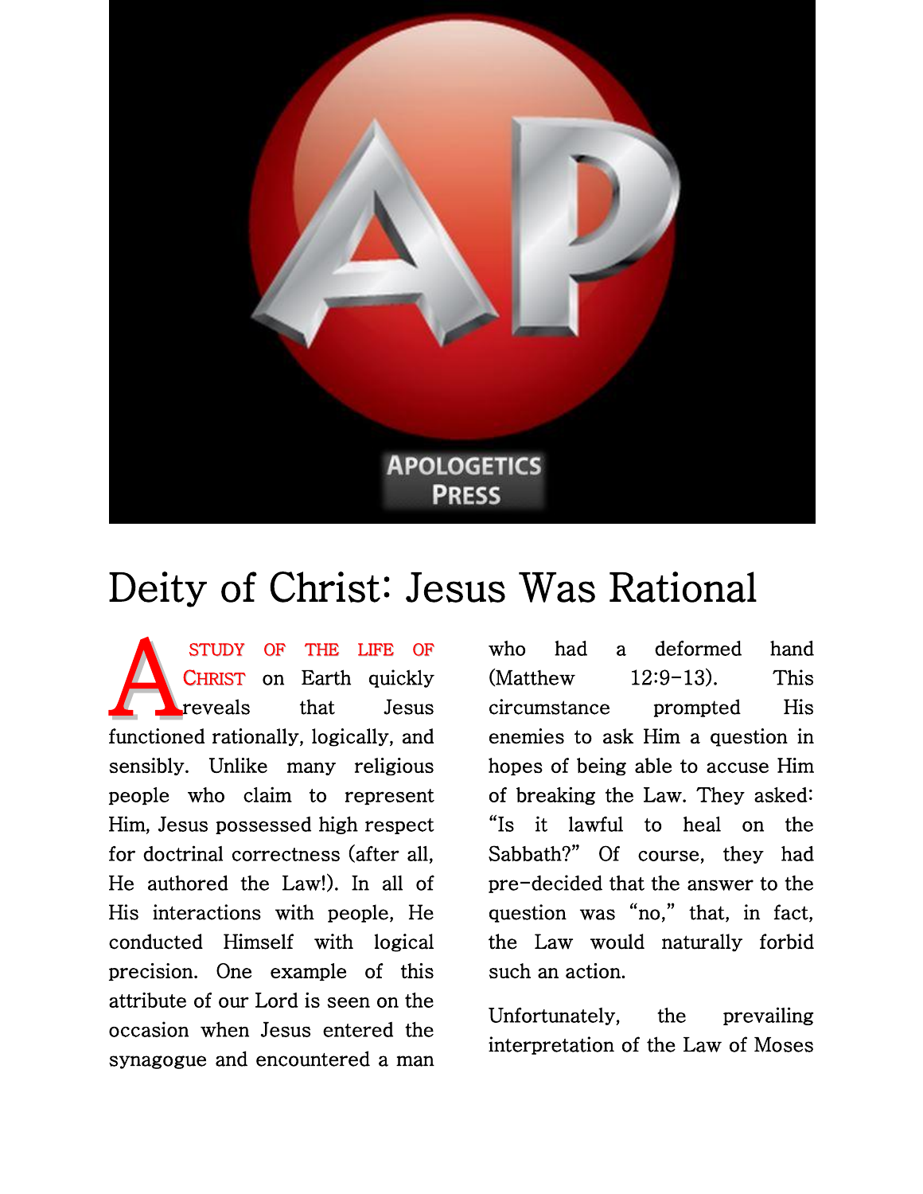# Deity of Christ: Jesus Was Rational

A STUDY OF THE LIFE OF CHRIST on Earth quickly reveals that Jesus functioned rationally, logically, and sensibly. Unlike many religious people who claim to represent Him, Jesus possessed high respect for doctrinal correctness (after all, He authored the Law!). In all of His interactions with people, He conducted Himself with logical precision. One example of this attribute of our Lord is seen on the occasion when Jesus entered the synagogue and encountered a man who had a deformed hand (Matthew 12:9-13). This circumstance prompted His enemies to ask Him a question in hopes of being able to accuse Him of breaking the Law. They asked: "Is it lawful to heal on the Sabbath?" Of course, they had pre-decided that the answer to the question was "no," that, in fact, the Law would naturally forbid such an action.

Unfortunately, the prevailing interpretation of the Law of Moses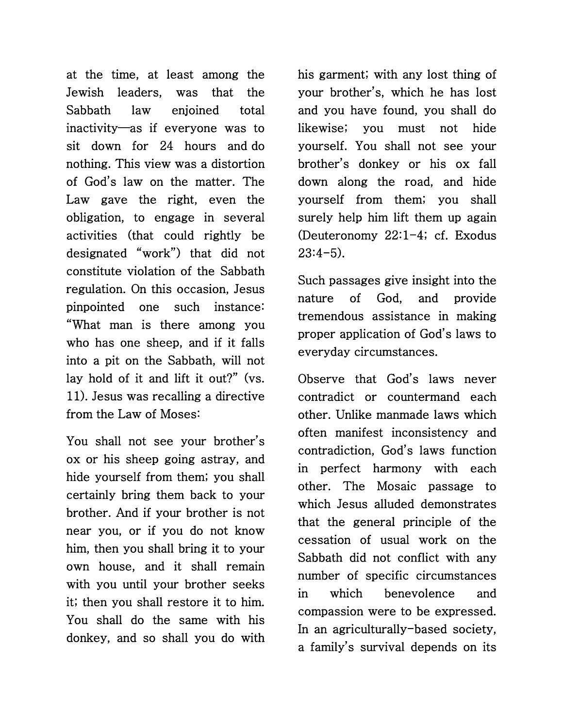at the time, at least among the Jewish leaders, was that the Sabbath law enjoined total inactivity—as if everyone was to sit down for 24 hours and do nothing. This view was a distortion of God's law on the matter. The Law gave the right, even the obligation, to engage in several activities (that could rightly be designated "work") that did not constitute violation of the Sabbath regulation. On this occasion, Jesus pinpointed one such instance: "What man is there among you who has one sheep, and if it falls into a pit on the Sabbath, will not lay hold of it and lift it out?" (vs. 11). Jesus was recalling a directive from the Law of Moses:

You shall not see your brother's ox or his sheep going astray, and hide yourself from them; you shall certainly bring them back to your brother. And if your brother is not near you, or if you do not know him, then you shall bring it to your own house, and it shall remain with you until your brother seeks it; then you shall restore it to him. You shall do the same with his donkey, and so shall you do with his garment; with any lost thing of your brother's, which he has lost and you have found, you shall do likewise; you must not hide yourself. You shall not see your brother's donkey or his ox fall down along the road, and hide yourself from them; you shall surely help him lift them up again (Deuteronomy 22:1-4; cf. Exodus 23:4-5).

Such passages give insight into the nature of God, and provide tremendous assistance in making proper application of God's laws to everyday circumstances.

Observe that God's laws never contradict or countermand each other. Unlike manmade laws which often manifest inconsistency and contradiction, God's laws function in perfect harmony with each other. The Mosaic passage to which Jesus alluded demonstrates that the general principle of the cessation of usual work on the Sabbath did not conflict with any number of specific circumstances in which benevolence and compassion were to be expressed. In an agriculturally-based society, a family's survival depends on its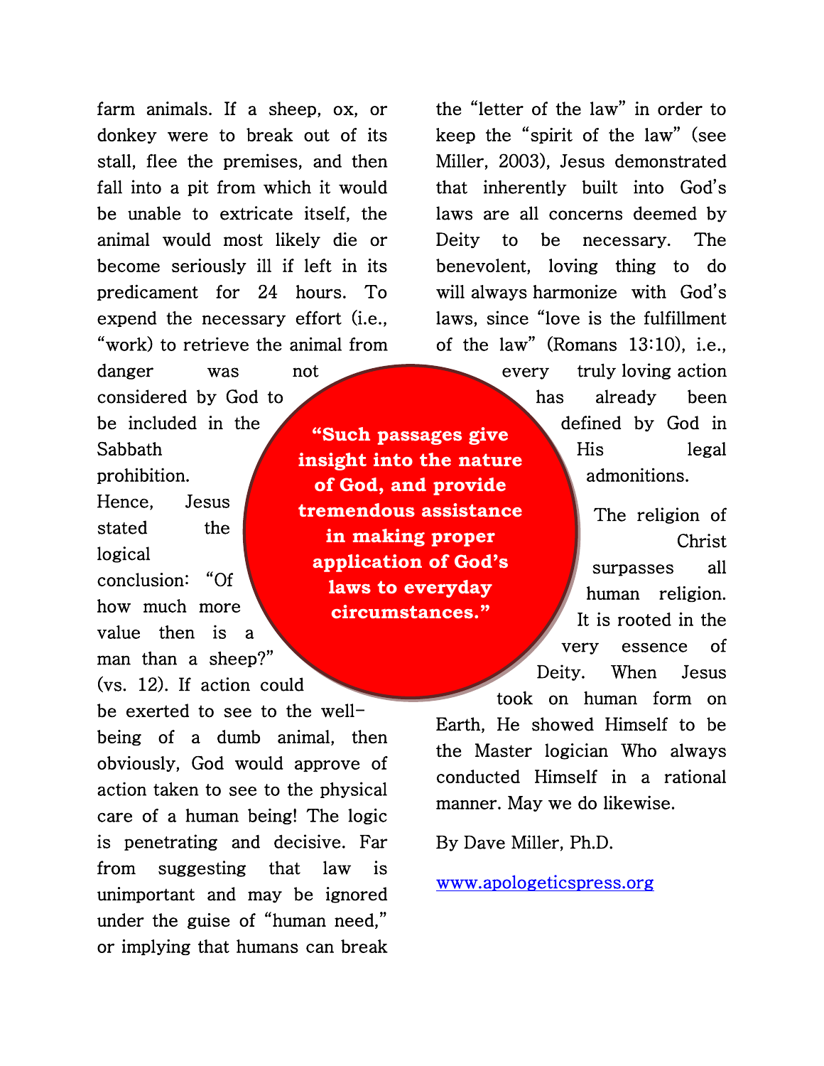farm animals. If a sheep, ox, or donkey were to break out of its stall, flee the premises, and then fall into a pit from which it would be unable to extricate itself, the animal would most likely die or become seriously ill if left in its predicament for 24 hours. To expend the necessary effort (i.e., "work) to retrieve the animal from danger was not considered by God to be included in the Sabbath prohibition. Hence, Jesus stated the logical conclusion: "Of how much more value then is a man than a sheep?" (vs. 12). If action could be exerted to see to the well-being of a dumb animal, then obviously, God would approve of action taken to see to the physical care of a human being! The logic is penetrating and decisive. Far from suggesting that law is unimportant and may be ignored under the guise of "human need," or implying that humans can break the "letter of the law" in order to keep the "spirit of the law" (see Miller, 2003), Jesus demonstrated that inherently built into God's laws are all concerns deemed by Deity to be necessary. The benevolent, loving thing to do will always harmonize with God's laws, since "love is the fulfillment of the law" (Romans 13:10), i.e., every truly loving action has already been defined by God in His legal admonitions.

**"Such passages give insight into the nature of God, and provide tremendous assistance in making proper application of God's laws to everyday circumstances."**

The religion of Christ surpasses all human religion. It is rooted in the very essence of Deity. When Jesus took on human form on Earth, He showed Himself to be the Master logician Who always conducted Himself in a rational manner. May we do likewise.

By Dave Miller, Ph.D.

[www.apologeticspress.org](http://www.apologeticspress.org)